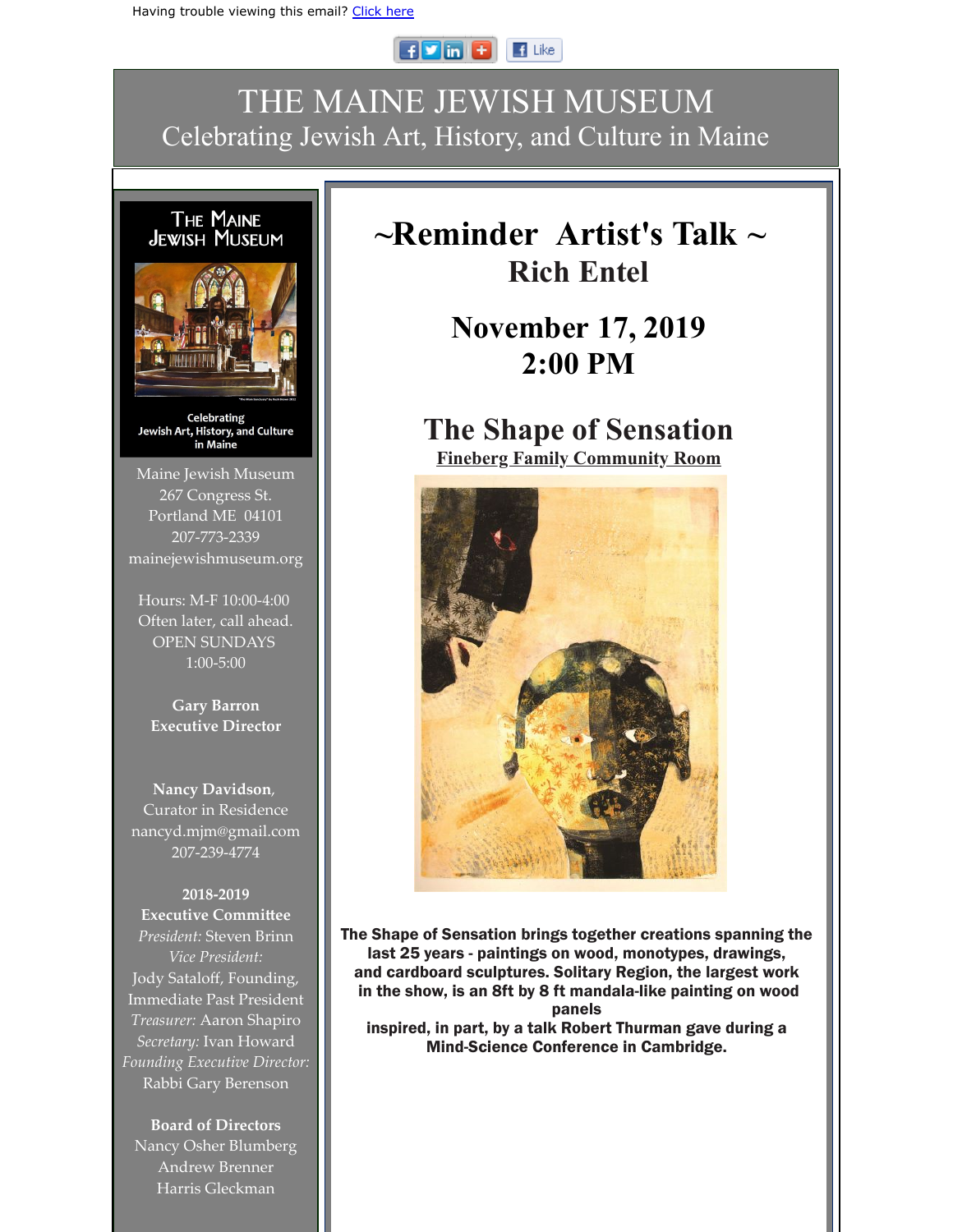Having trouble viewing this email? Click here

# THE MAINE JEWISH MUSEUM

Celebrating Jewish Art, History, and Culture in Maine

# ~Reminder Artist's Talk ~

## Rich Entel

## November 17, 2019
## 2:00 PM

## The Shape of Sensation

**Fineberg Family Community Room**

**The Shape of Sensation brings together creations spanning the last 25 years - paintings on wood, monotypes, drawings, and cardboard sculptures. Solitary Region, the largest work in the show, is an 8ft by 8 ft mandala-like painting on wood panels inspired, in part, by a talk Robert Thurman gave during a Mind-Science Conference in Cambridge.**

---

The Maine Jewish Museum

Celebrating Jewish Art, History, and Culture in Maine

Maine Jewish Museum
267 Congress St.
Portland ME 04101
207-773-2339
mainejewishmuseum.org

Hours: M-F 10:00-4:00
Often later, call ahead.
OPEN SUNDAYS
1:00-5:00

**Gary Barron**
**Executive Director**

**Nancy Davidson**,
Curator in Residence
nancyd.mjm@gmail.com
207-239-4774

**2018-2019**
**Executive Committee**
*President:* Steven Brinn
*Vice President:*
Jody Sataloff, Founding, Immediate Past President
*Treasurer:* Aaron Shapiro
*Secretary:* Ivan Howard
*Founding Executive Director:*
Rabbi Gary Berenson

**Board of Directors**
Nancy Osher Blumberg
Andrew Brenner
Harris Gleckman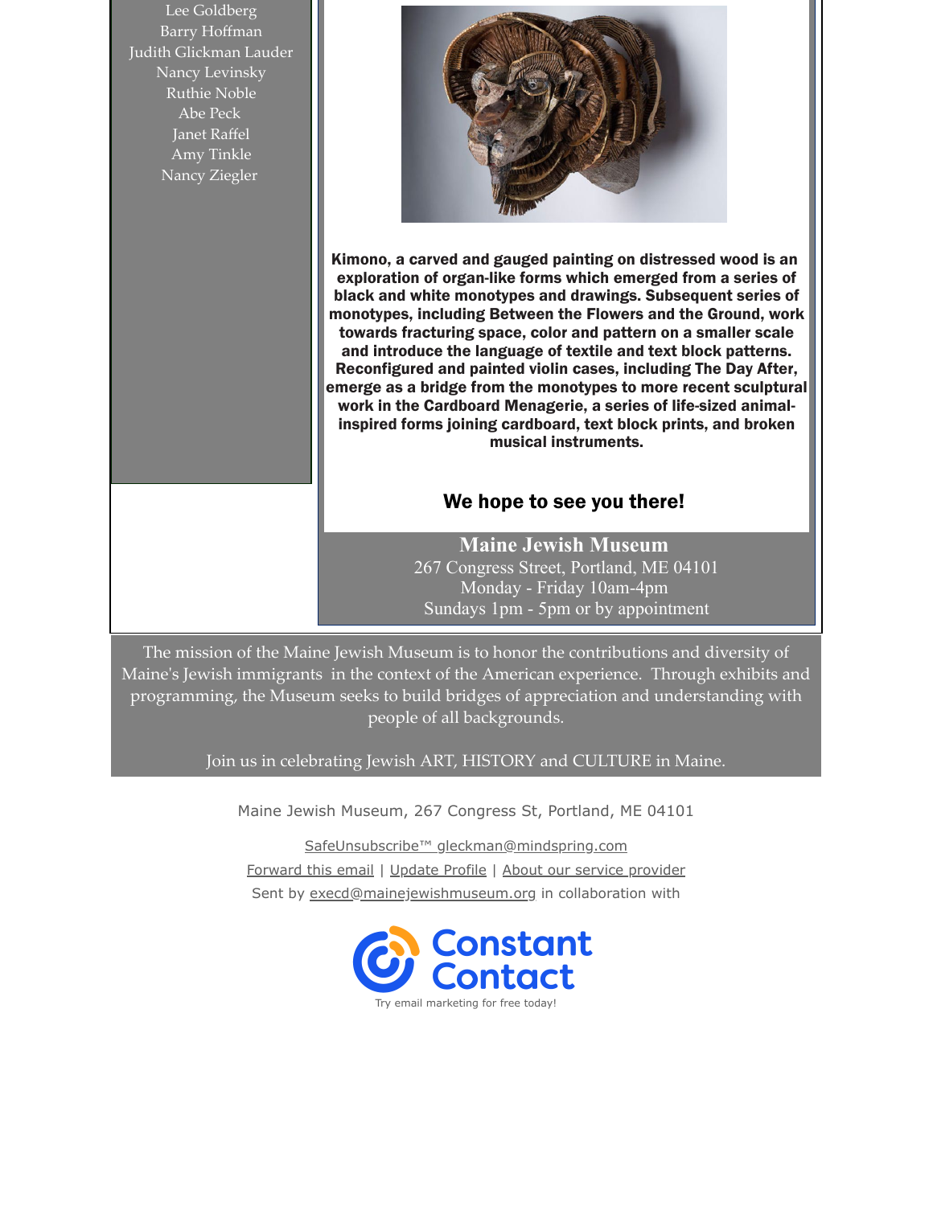Lee Goldberg
Barry Hoffman
Judith Glickman Lauder
Nancy Levinsky
Ruthie Noble
Abe Peck
Janet Raffel
Amy Tinkle
Nancy Ziegler

**Kimono, a carved and gauged painting on distressed wood is an exploration of organ-like forms which emerged from a series of black and white monotypes and drawings. Subsequent series of monotypes, including Between the Flowers and the Ground, work towards fracturing space, color and pattern on a smaller scale and introduce the language of textile and text block patterns. Reconfigured and painted violin cases, including The Day After, emerge as a bridge from the monotypes to more recent sculptural work in the Cardboard Menagerie, a series of life-sized animal-inspired forms joining cardboard, text block prints, and broken musical instruments.**

**We hope to see you there!**

**Maine Jewish Museum**
267 Congress Street, Portland, ME 04101
Monday - Friday 10am-4pm
Sundays 1pm - 5pm or by appointment

The mission of the Maine Jewish Museum is to honor the contributions and diversity of Maine's Jewish immigrants in the context of the American experience. Through exhibits and programming, the Museum seeks to build bridges of appreciation and understanding with people of all backgrounds.

Join us in celebrating Jewish ART, HISTORY and CULTURE in Maine.

Maine Jewish Museum, 267 Congress St, Portland, ME 04101

SafeUnsubscribe™ gleckman@mindspring.com

Forward this email | Update Profile | About our service provider

Sent by execd@mainejewishmuseum.org in collaboration with

Constant Contact

Try email marketing for free today!